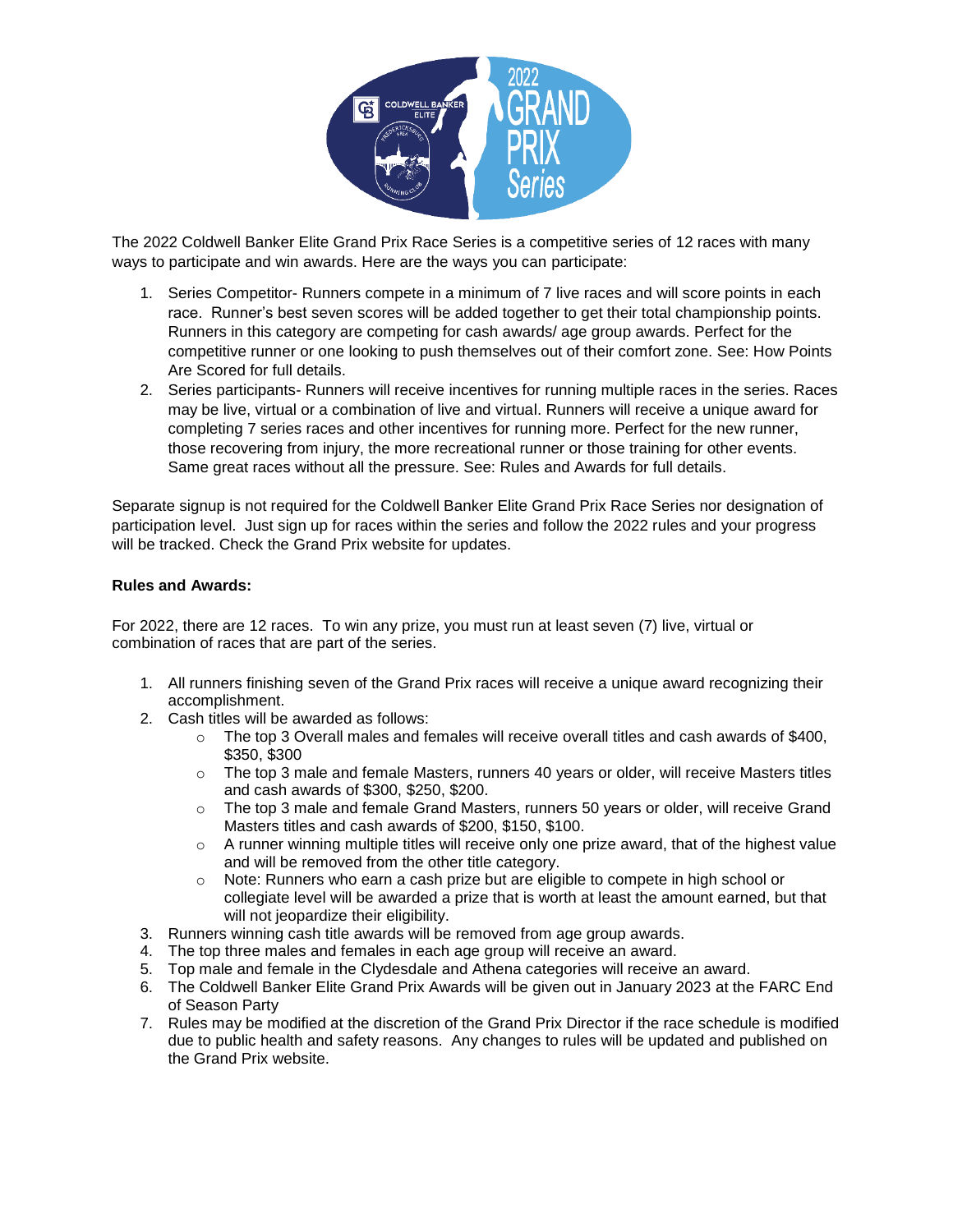The 2022 Coldwell Banker Elite Grand Prix Race Series is a competitive series of 12 races with many ways to participate and win awards. Here are the ways you can participate:

1. Series Competitor- Runners compete in a minimum of 7 live races and will score points in each race. Runner's best seven scores will be added together to get their total championship points. Runners in this category are competing for cash awards/ age group awards. Perfect for the competitive runner or one looking to push themselves out of their comfort zone. See: How Points Are Scored for full details.
2. Series participants- Runners will receive incentives for running multiple races in the series. Races may be live, virtual or a combination of live and virtual. Runners will receive a unique award for completing 7 series races and other incentives for running more. Perfect for the new runner, those recovering from injury, the more recreational runner or those training for other events. Same great races without all the pressure. See: Rules and Awards for full details.

Separate signup is not required for the Coldwell Banker Elite Grand Prix Race Series nor designation of participation level. Just sign up for races within the series and follow the 2022 rules and your progress will be tracked. Check the Grand Prix website for updates.

**Rules and Awards:**

For 2022, there are 12 races. To win any prize, you must run at least seven (7) live, virtual or combination of races that are part of the series.

1. All runners finishing seven of the Grand Prix races will receive a unique award recognizing their accomplishment.
2. Cash titles will be awarded as follows:
   - The top 3 Overall males and females will receive overall titles and cash awards of $400, $350, $300
   - The top 3 male and female Masters, runners 40 years or older, will receive Masters titles and cash awards of $300, $250, $200.
   - The top 3 male and female Grand Masters, runners 50 years or older, will receive Grand Masters titles and cash awards of $200, $150, $100.
   - A runner winning multiple titles will receive only one prize award, that of the highest value and will be removed from the other title category.
   - Note: Runners who earn a cash prize but are eligible to compete in high school or collegiate level will be awarded a prize that is worth at least the amount earned, but that will not jeopardize their eligibility.
3. Runners winning cash title awards will be removed from age group awards.
4. The top three males and females in each age group will receive an award.
5. Top male and female in the Clydesdale and Athena categories will receive an award.
6. The Coldwell Banker Elite Grand Prix Awards will be given out in January 2023 at the FARC End of Season Party
7. Rules may be modified at the discretion of the Grand Prix Director if the race schedule is modified due to public health and safety reasons. Any changes to rules will be updated and published on the Grand Prix website.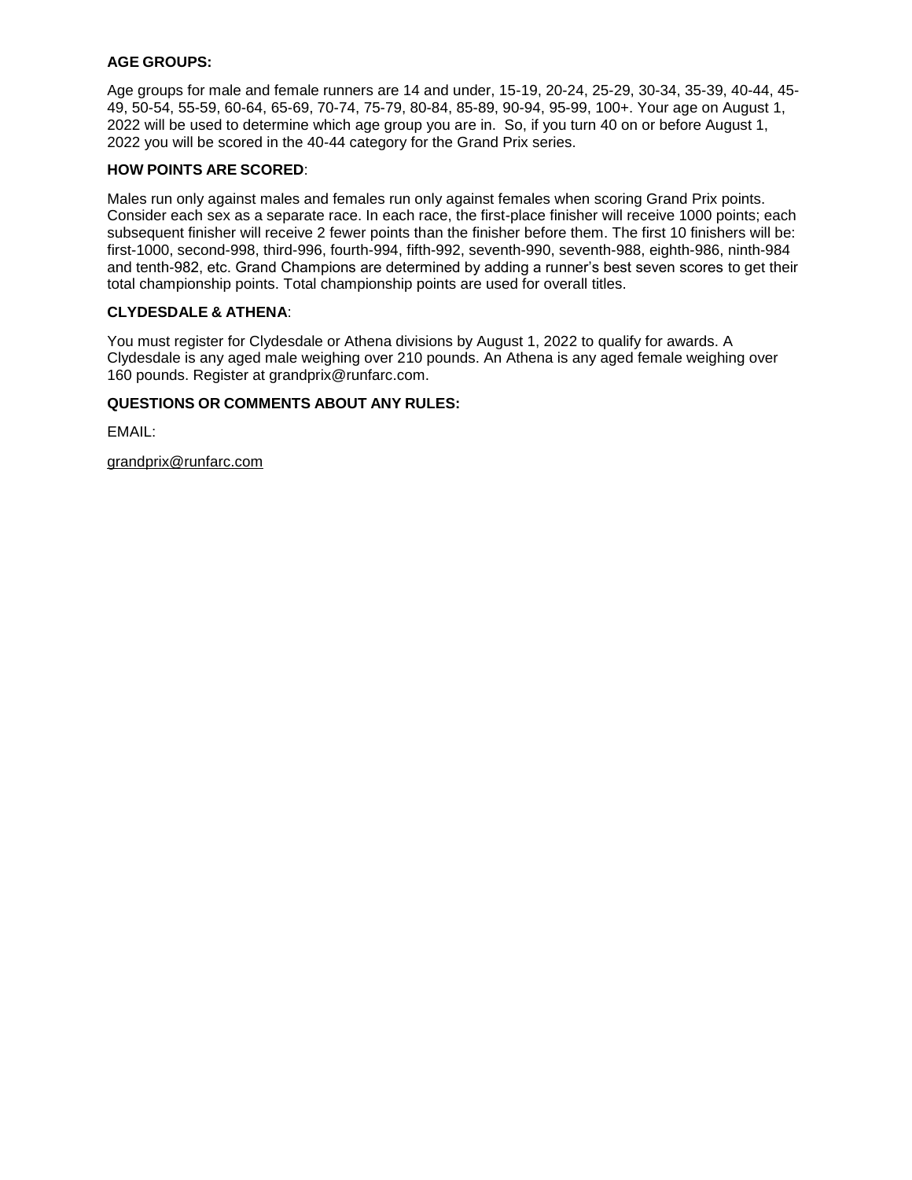**AGE GROUPS:**

Age groups for male and female runners are 14 and under, 15-19, 20-24, 25-29, 30-34, 35-39, 40-44, 45-49, 50-54, 55-59, 60-64, 65-69, 70-74, 75-79, 80-84, 85-89, 90-94, 95-99, 100+. Your age on August 1, 2022 will be used to determine which age group you are in. So, if you turn 40 on or before August 1, 2022 you will be scored in the 40-44 category for the Grand Prix series.

**HOW POINTS ARE SCORED**:

Males run only against males and females run only against females when scoring Grand Prix points. Consider each sex as a separate race. In each race, the first-place finisher will receive 1000 points; each subsequent finisher will receive 2 fewer points than the finisher before them. The first 10 finishers will be: first-1000, second-998, third-996, fourth-994, fifth-992, seventh-990, seventh-988, eighth-986, ninth-984 and tenth-982, etc. Grand Champions are determined by adding a runner's best seven scores to get their total championship points. Total championship points are used for overall titles.

**CLYDESDALE & ATHENA**:

You must register for Clydesdale or Athena divisions by August 1, 2022 to qualify for awards. A Clydesdale is any aged male weighing over 210 pounds. An Athena is any aged female weighing over 160 pounds. Register at grandprix@runfarc.com.

**QUESTIONS OR COMMENTS ABOUT ANY RULES:**

EMAIL:

grandprix@runfarc.com